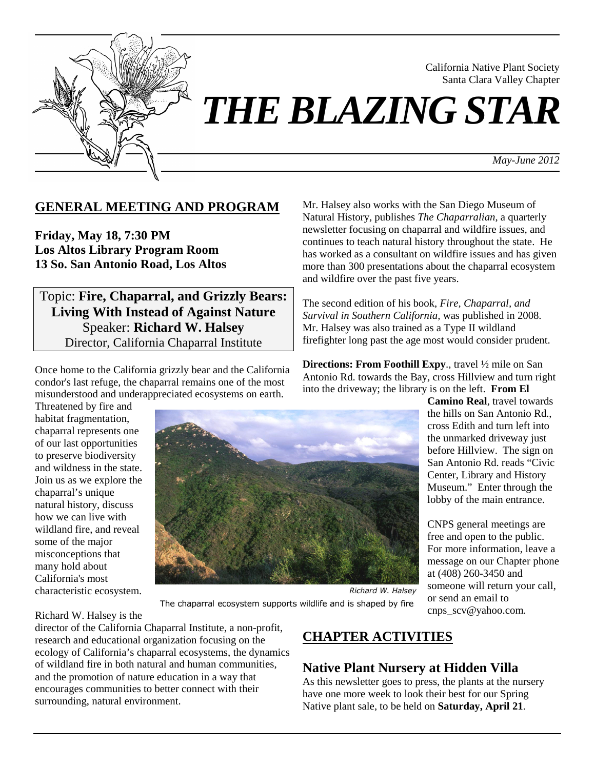California Native Plant Society
Santa Clara Valley Chapter

# *THE BLAZING STAR*

*May-June 2012*

## GENERAL MEETING AND PROGRAM

**Friday, May 18, 7:30 PM**
**Los Altos Library Program Room**
**13 So. San Antonio Road, Los Altos**

Topic: **Fire, Chaparral, and Grizzly Bears: Living With Instead of Against Nature**
Speaker: **Richard W. Halsey**
Director, California Chaparral Institute

Once home to the California grizzly bear and the California condor's last refuge, the chaparral remains one of the most misunderstood and underappreciated ecosystems on earth. Threatened by fire and habitat fragmentation, chaparral represents one of our last opportunities to preserve biodiversity and wildness in the state. Join us as we explore the chaparral's unique natural history, discuss how we can live with wildland fire, and reveal some of the major misconceptions that many hold about California's most characteristic ecosystem.

Richard W. Halsey

The chaparral ecosystem supports wildlife and is shaped by fire

Richard W. Halsey is the director of the California Chaparral Institute, a non-profit, research and educational organization focusing on the ecology of California's chaparral ecosystems, the dynamics of wildland fire in both natural and human communities, and the promotion of nature education in a way that encourages communities to better connect with their surrounding, natural environment.

Mr. Halsey also works with the San Diego Museum of Natural History, publishes *The Chaparralian*, a quarterly newsletter focusing on chaparral and wildfire issues, and continues to teach natural history throughout the state. He has worked as a consultant on wildfire issues and has given more than 300 presentations about the chaparral ecosystem and wildfire over the past five years.

The second edition of his book, *Fire, Chaparral, and Survival in Southern California,* was published in 2008. Mr. Halsey was also trained as a Type II wildland firefighter long past the age most would consider prudent.

**Directions: From Foothill Expy**., travel ½ mile on San Antonio Rd. towards the Bay, cross Hillview and turn right into the driveway; the library is on the left. **From El Camino Real**, travel towards the hills on San Antonio Rd., cross Edith and turn left into the unmarked driveway just before Hillview. The sign on San Antonio Rd. reads "Civic Center, Library and History Museum." Enter through the lobby of the main entrance.

CNPS general meetings are free and open to the public. For more information, leave a message on our Chapter phone at (408) 260-3450 and someone will return your call, or send an email to cnps_scv@yahoo.com.

## CHAPTER ACTIVITIES

### Native Plant Nursery at Hidden Villa

As this newsletter goes to press, the plants at the nursery have one more week to look their best for our Spring Native plant sale, to be held on **Saturday, April 21**.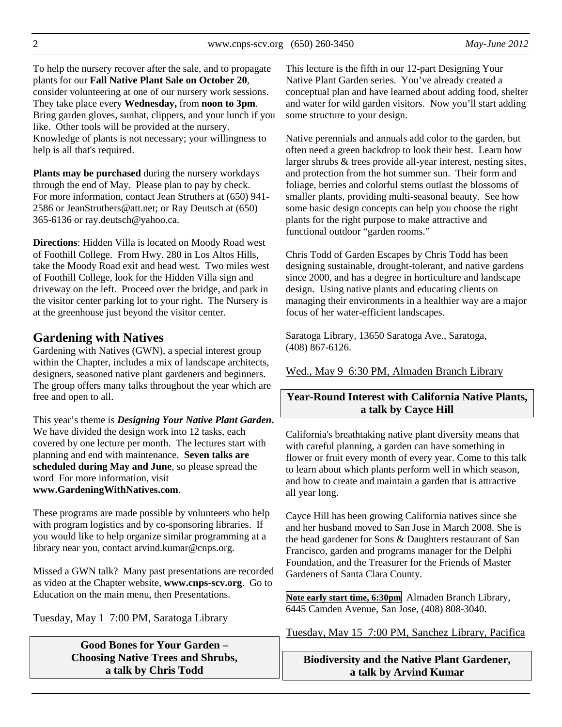To help the nursery recover after the sale, and to propagate plants for our **Fall Native Plant Sale on October 20**, consider volunteering at one of our nursery work sessions. They take place every **Wednesday,** from **noon to 3pm**. Bring garden gloves, sunhat, clippers, and your lunch if you like. Other tools will be provided at the nursery. Knowledge of plants is not necessary; your willingness to help is all that's required.

**Plants may be purchased** during the nursery workdays through the end of May. Please plan to pay by check. For more information, contact Jean Struthers at (650) 941-2586 or JeanStruthers@att.net; or Ray Deutsch at (650) 365-6136 or ray.deutsch@yahoo.ca.

**Directions**: Hidden Villa is located on Moody Road west of Foothill College. From Hwy. 280 in Los Altos Hills, take the Moody Road exit and head west. Two miles west of Foothill College, look for the Hidden Villa sign and driveway on the left. Proceed over the bridge, and park in the visitor center parking lot to your right. The Nursery is at the greenhouse just beyond the visitor center.

## Gardening with Natives

Gardening with Natives (GWN), a special interest group within the Chapter, includes a mix of landscape architects, designers, seasoned native plant gardeners and beginners. The group offers many talks throughout the year which are free and open to all.

This year's theme is ***Designing Your Native Plant Garden***. We have divided the design work into 12 tasks, each covered by one lecture per month. The lectures start with planning and end with maintenance. **Seven talks are scheduled during May and June**, so please spread the word For more information, visit **www.GardeningWithNatives.com**.

These programs are made possible by volunteers who help with program logistics and by co-sponsoring libraries. If you would like to help organize similar programming at a library near you, contact arvind.kumar@cnps.org.

Missed a GWN talk? Many past presentations are recorded as video at the Chapter website, **www.cnps-scv.org**. Go to Education on the main menu, then Presentations.

Tuesday, May 1 7:00 PM, Saratoga Library

**Good Bones for Your Garden – Choosing Native Trees and Shrubs, a talk by Chris Todd**

This lecture is the fifth in our 12-part Designing Your Native Plant Garden series. You've already created a conceptual plan and have learned about adding food, shelter and water for wild garden visitors. Now you'll start adding some structure to your design.

Native perennials and annuals add color to the garden, but often need a green backdrop to look their best. Learn how larger shrubs & trees provide all-year interest, nesting sites, and protection from the hot summer sun. Their form and foliage, berries and colorful stems outlast the blossoms of smaller plants, providing multi-seasonal beauty. See how some basic design concepts can help you choose the right plants for the right purpose to make attractive and functional outdoor "garden rooms."

Chris Todd of Garden Escapes by Chris Todd has been designing sustainable, drought-tolerant, and native gardens since 2000, and has a degree in horticulture and landscape design. Using native plants and educating clients on managing their environments in a healthier way are a major focus of her water-efficient landscapes.

Saratoga Library, 13650 Saratoga Ave., Saratoga, (408) 867-6126.

Wed., May 9 6:30 PM, Almaden Branch Library

**Year-Round Interest with California Native Plants, a talk by Cayce Hill**

California's breathtaking native plant diversity means that with careful planning, a garden can have something in flower or fruit every month of every year. Come to this talk to learn about which plants perform well in which season, and how to create and maintain a garden that is attractive all year long.

Cayce Hill has been growing California natives since she and her husband moved to San Jose in March 2008. She is the head gardener for Sons & Daughters restaurant of San Francisco, garden and programs manager for the Delphi Foundation, and the Treasurer for the Friends of Master Gardeners of Santa Clara County.

**Note early start time, 6:30pm** Almaden Branch Library, 6445 Camden Avenue, San Jose, (408) 808-3040.

Tuesday, May 15 7:00 PM, Sanchez Library, Pacifica

**Biodiversity and the Native Plant Gardener, a talk by Arvind Kumar**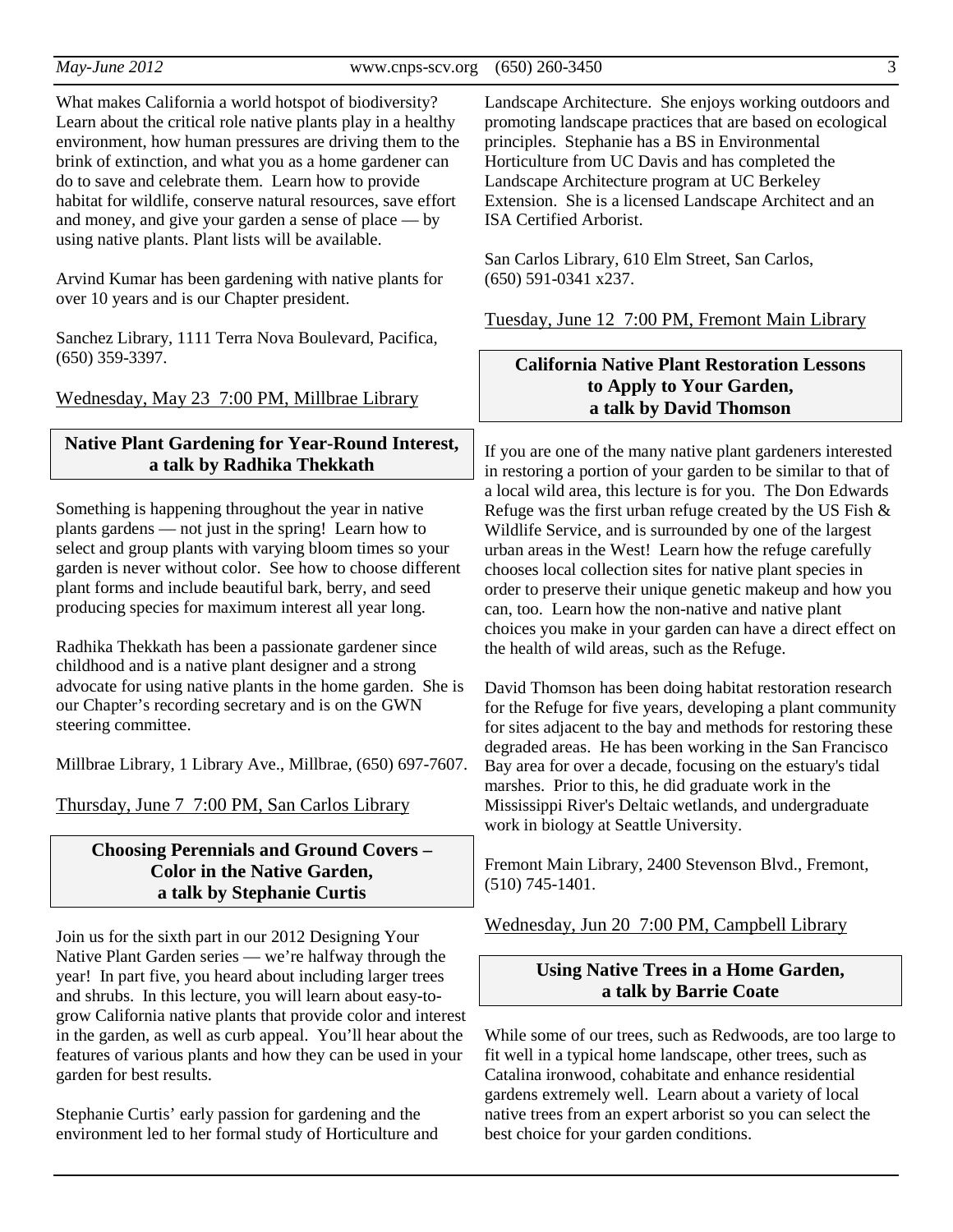What makes California a world hotspot of biodiversity? Learn about the critical role native plants play in a healthy environment, how human pressures are driving them to the brink of extinction, and what you as a home gardener can do to save and celebrate them. Learn how to provide habitat for wildlife, conserve natural resources, save effort and money, and give your garden a sense of place — by using native plants. Plant lists will be available.

Arvind Kumar has been gardening with native plants for over 10 years and is our Chapter president.

Sanchez Library, 1111 Terra Nova Boulevard, Pacifica, (650) 359-3397.

Wednesday, May 23 7:00 PM, Millbrae Library

**Native Plant Gardening for Year-Round Interest, a talk by Radhika Thekkath**

Something is happening throughout the year in native plants gardens — not just in the spring! Learn how to select and group plants with varying bloom times so your garden is never without color. See how to choose different plant forms and include beautiful bark, berry, and seed producing species for maximum interest all year long.

Radhika Thekkath has been a passionate gardener since childhood and is a native plant designer and a strong advocate for using native plants in the home garden. She is our Chapter's recording secretary and is on the GWN steering committee.

Millbrae Library, 1 Library Ave., Millbrae, (650) 697-7607.

Thursday, June 7 7:00 PM, San Carlos Library

**Choosing Perennials and Ground Covers – Color in the Native Garden, a talk by Stephanie Curtis**

Join us for the sixth part in our 2012 Designing Your Native Plant Garden series — we're halfway through the year! In part five, you heard about including larger trees and shrubs. In this lecture, you will learn about easy-to-grow California native plants that provide color and interest in the garden, as well as curb appeal. You'll hear about the features of various plants and how they can be used in your garden for best results.

Stephanie Curtis' early passion for gardening and the environment led to her formal study of Horticulture and Landscape Architecture. She enjoys working outdoors and promoting landscape practices that are based on ecological principles. Stephanie has a BS in Environmental Horticulture from UC Davis and has completed the Landscape Architecture program at UC Berkeley Extension. She is a licensed Landscape Architect and an ISA Certified Arborist.

San Carlos Library, 610 Elm Street, San Carlos, (650) 591-0341 x237.

Tuesday, June 12 7:00 PM, Fremont Main Library

**California Native Plant Restoration Lessons to Apply to Your Garden, a talk by David Thomson**

If you are one of the many native plant gardeners interested in restoring a portion of your garden to be similar to that of a local wild area, this lecture is for you. The Don Edwards Refuge was the first urban refuge created by the US Fish & Wildlife Service, and is surrounded by one of the largest urban areas in the West! Learn how the refuge carefully chooses local collection sites for native plant species in order to preserve their unique genetic makeup and how you can, too. Learn how the non-native and native plant choices you make in your garden can have a direct effect on the health of wild areas, such as the Refuge.

David Thomson has been doing habitat restoration research for the Refuge for five years, developing a plant community for sites adjacent to the bay and methods for restoring these degraded areas. He has been working in the San Francisco Bay area for over a decade, focusing on the estuary's tidal marshes. Prior to this, he did graduate work in the Mississippi River's Deltaic wetlands, and undergraduate work in biology at Seattle University.

Fremont Main Library, 2400 Stevenson Blvd., Fremont, (510) 745-1401.

Wednesday, Jun 20 7:00 PM, Campbell Library

**Using Native Trees in a Home Garden, a talk by Barrie Coate**

While some of our trees, such as Redwoods, are too large to fit well in a typical home landscape, other trees, such as Catalina ironwood, cohabitate and enhance residential gardens extremely well. Learn about a variety of local native trees from an expert arborist so you can select the best choice for your garden conditions.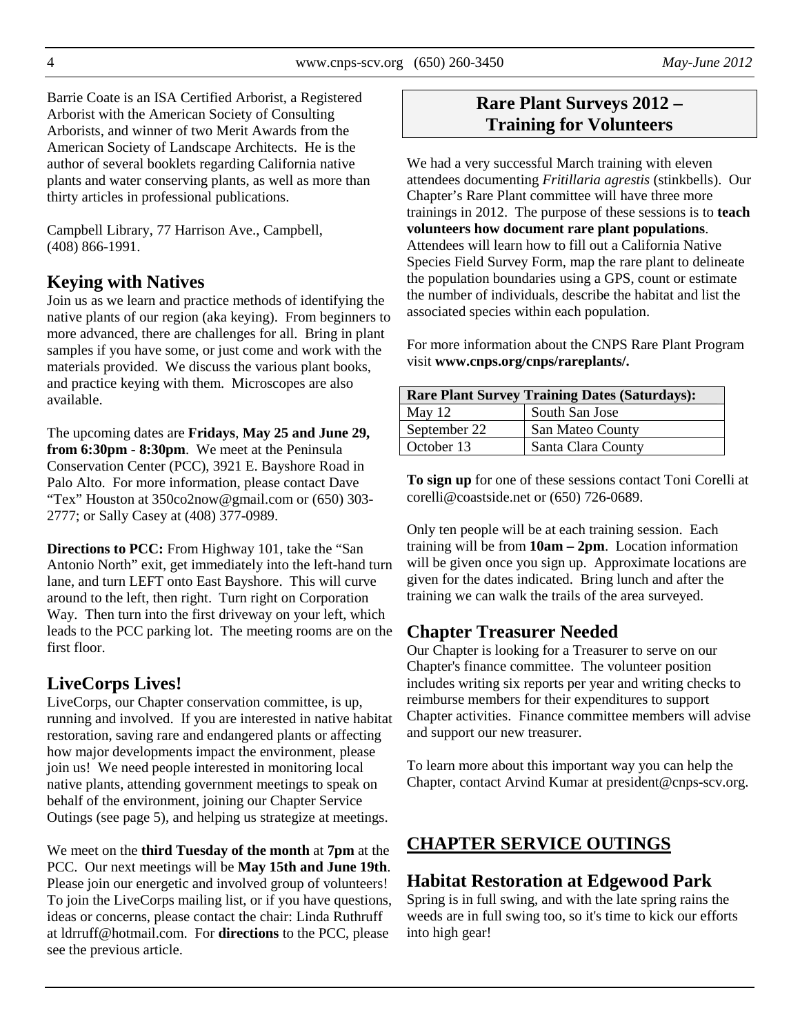Barrie Coate is an ISA Certified Arborist, a Registered Arborist with the American Society of Consulting Arborists, and winner of two Merit Awards from the American Society of Landscape Architects. He is the author of several booklets regarding California native plants and water conserving plants, as well as more than thirty articles in professional publications.

Campbell Library, 77 Harrison Ave., Campbell, (408) 866-1991.

## Keying with Natives

Join us as we learn and practice methods of identifying the native plants of our region (aka keying). From beginners to more advanced, there are challenges for all. Bring in plant samples if you have some, or just come and work with the materials provided. We discuss the various plant books, and practice keying with them. Microscopes are also available.

The upcoming dates are **Fridays**, **May 25 and June 29, from 6:30pm - 8:30pm**. We meet at the Peninsula Conservation Center (PCC), 3921 E. Bayshore Road in Palo Alto. For more information, please contact Dave "Tex" Houston at 350co2now@gmail.com or (650) 303-2777; or Sally Casey at (408) 377-0989.

**Directions to PCC:** From Highway 101, take the "San Antonio North" exit, get immediately into the left-hand turn lane, and turn LEFT onto East Bayshore. This will curve around to the left, then right. Turn right on Corporation Way. Then turn into the first driveway on your left, which leads to the PCC parking lot. The meeting rooms are on the first floor.

## LiveCorps Lives!

LiveCorps, our Chapter conservation committee, is up, running and involved. If you are interested in native habitat restoration, saving rare and endangered plants or affecting how major developments impact the environment, please join us! We need people interested in monitoring local native plants, attending government meetings to speak on behalf of the environment, joining our Chapter Service Outings (see page 5), and helping us strategize at meetings.

We meet on the **third Tuesday of the month** at **7pm** at the PCC. Our next meetings will be **May 15th and June 19th**. Please join our energetic and involved group of volunteers! To join the LiveCorps mailing list, or if you have questions, ideas or concerns, please contact the chair: Linda Ruthruff at ldrruff@hotmail.com. For **directions** to the PCC, please see the previous article.

## Rare Plant Surveys 2012 – Training for Volunteers

We had a very successful March training with eleven attendees documenting *Fritillaria agrestis* (stinkbells). Our Chapter's Rare Plant committee will have three more trainings in 2012. The purpose of these sessions is to **teach volunteers how document rare plant populations**. Attendees will learn how to fill out a California Native Species Field Survey Form, map the rare plant to delineate the population boundaries using a GPS, count or estimate the number of individuals, describe the habitat and list the associated species within each population.

For more information about the CNPS Rare Plant Program visit **www.cnps.org/cnps/rareplants/.**

| Rare Plant Survey Training Dates (Saturdays): | |
|---|---|
| May 12 | South San Jose |
| September 22 | San Mateo County |
| October 13 | Santa Clara County |

**To sign up** for one of these sessions contact Toni Corelli at corelli@coastside.net or (650) 726-0689.

Only ten people will be at each training session. Each training will be from **10am – 2pm**. Location information will be given once you sign up. Approximate locations are given for the dates indicated. Bring lunch and after the training we can walk the trails of the area surveyed.

## Chapter Treasurer Needed

Our Chapter is looking for a Treasurer to serve on our Chapter's finance committee. The volunteer position includes writing six reports per year and writing checks to reimburse members for their expenditures to support Chapter activities. Finance committee members will advise and support our new treasurer.

To learn more about this important way you can help the Chapter, contact Arvind Kumar at president@cnps-scv.org.

# CHAPTER SERVICE OUTINGS

## Habitat Restoration at Edgewood Park

Spring is in full swing, and with the late spring rains the weeds are in full swing too, so it's time to kick our efforts into high gear!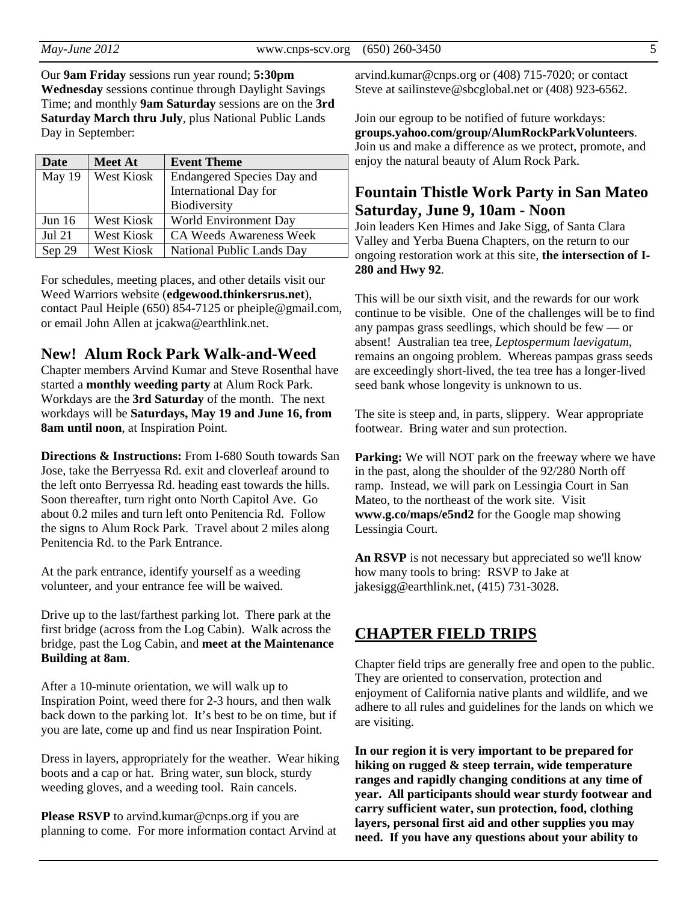Our **9am Friday** sessions run year round; **5:30pm Wednesday** sessions continue through Daylight Savings Time; and monthly **9am Saturday** sessions are on the **3rd Saturday March thru July**, plus National Public Lands Day in September:

| Date | Meet At | Event Theme |
|---|---|---|
| May 19 | West Kiosk | Endangered Species Day and International Day for Biodiversity |
| Jun 16 | West Kiosk | World Environment Day |
| Jul 21 | West Kiosk | CA Weeds Awareness Week |
| Sep 29 | West Kiosk | National Public Lands Day |

For schedules, meeting places, and other details visit our Weed Warriors website (**edgewood.thinkersrus.net**), contact Paul Heiple (650) 854-7125 or pheiple@gmail.com, or email John Allen at jcakwa@earthlink.net.

## New! Alum Rock Park Walk-and-Weed

Chapter members Arvind Kumar and Steve Rosenthal have started a **monthly weeding party** at Alum Rock Park. Workdays are the **3rd Saturday** of the month. The next workdays will be **Saturdays, May 19 and June 16, from 8am until noon**, at Inspiration Point.

**Directions & Instructions:** From I-680 South towards San Jose, take the Berryessa Rd. exit and cloverleaf around to the left onto Berryessa Rd. heading east towards the hills. Soon thereafter, turn right onto North Capitol Ave. Go about 0.2 miles and turn left onto Penitencia Rd. Follow the signs to Alum Rock Park. Travel about 2 miles along Penitencia Rd. to the Park Entrance.

At the park entrance, identify yourself as a weeding volunteer, and your entrance fee will be waived.

Drive up to the last/farthest parking lot. There park at the first bridge (across from the Log Cabin). Walk across the bridge, past the Log Cabin, and **meet at the Maintenance Building at 8am**.

After a 10-minute orientation, we will walk up to Inspiration Point, weed there for 2-3 hours, and then walk back down to the parking lot. It's best to be on time, but if you are late, come up and find us near Inspiration Point.

Dress in layers, appropriately for the weather. Wear hiking boots and a cap or hat. Bring water, sun block, sturdy weeding gloves, and a weeding tool. Rain cancels.

**Please RSVP** to arvind.kumar@cnps.org if you are planning to come. For more information contact Arvind at arvind.kumar@cnps.org or (408) 715-7020; or contact Steve at sailinsteve@sbcglobal.net or (408) 923-6562.

Join our egroup to be notified of future workdays: **groups.yahoo.com/group/AlumRockParkVolunteers**. Join us and make a difference as we protect, promote, and enjoy the natural beauty of Alum Rock Park.

## Fountain Thistle Work Party in San Mateo Saturday, June 9, 10am - Noon

Join leaders Ken Himes and Jake Sigg, of Santa Clara Valley and Yerba Buena Chapters, on the return to our ongoing restoration work at this site, **the intersection of I-280 and Hwy 92**.

This will be our sixth visit, and the rewards for our work continue to be visible. One of the challenges will be to find any pampas grass seedlings, which should be few — or absent! Australian tea tree, *Leptospermum laevigatum*, remains an ongoing problem. Whereas pampas grass seeds are exceedingly short-lived, the tea tree has a longer-lived seed bank whose longevity is unknown to us.

The site is steep and, in parts, slippery. Wear appropriate footwear. Bring water and sun protection.

**Parking:** We will NOT park on the freeway where we have in the past, along the shoulder of the 92/280 North off ramp. Instead, we will park on Lessingia Court in San Mateo, to the northeast of the work site. Visit **www.g.co/maps/e5nd2** for the Google map showing Lessingia Court.

**An RSVP** is not necessary but appreciated so we'll know how many tools to bring: RSVP to Jake at jakesigg@earthlink.net, (415) 731-3028.

## CHAPTER FIELD TRIPS

Chapter field trips are generally free and open to the public. They are oriented to conservation, protection and enjoyment of California native plants and wildlife, and we adhere to all rules and guidelines for the lands on which we are visiting.

**In our region it is very important to be prepared for hiking on rugged & steep terrain, wide temperature ranges and rapidly changing conditions at any time of year. All participants should wear sturdy footwear and carry sufficient water, sun protection, food, clothing layers, personal first aid and other supplies you may need. If you have any questions about your ability to**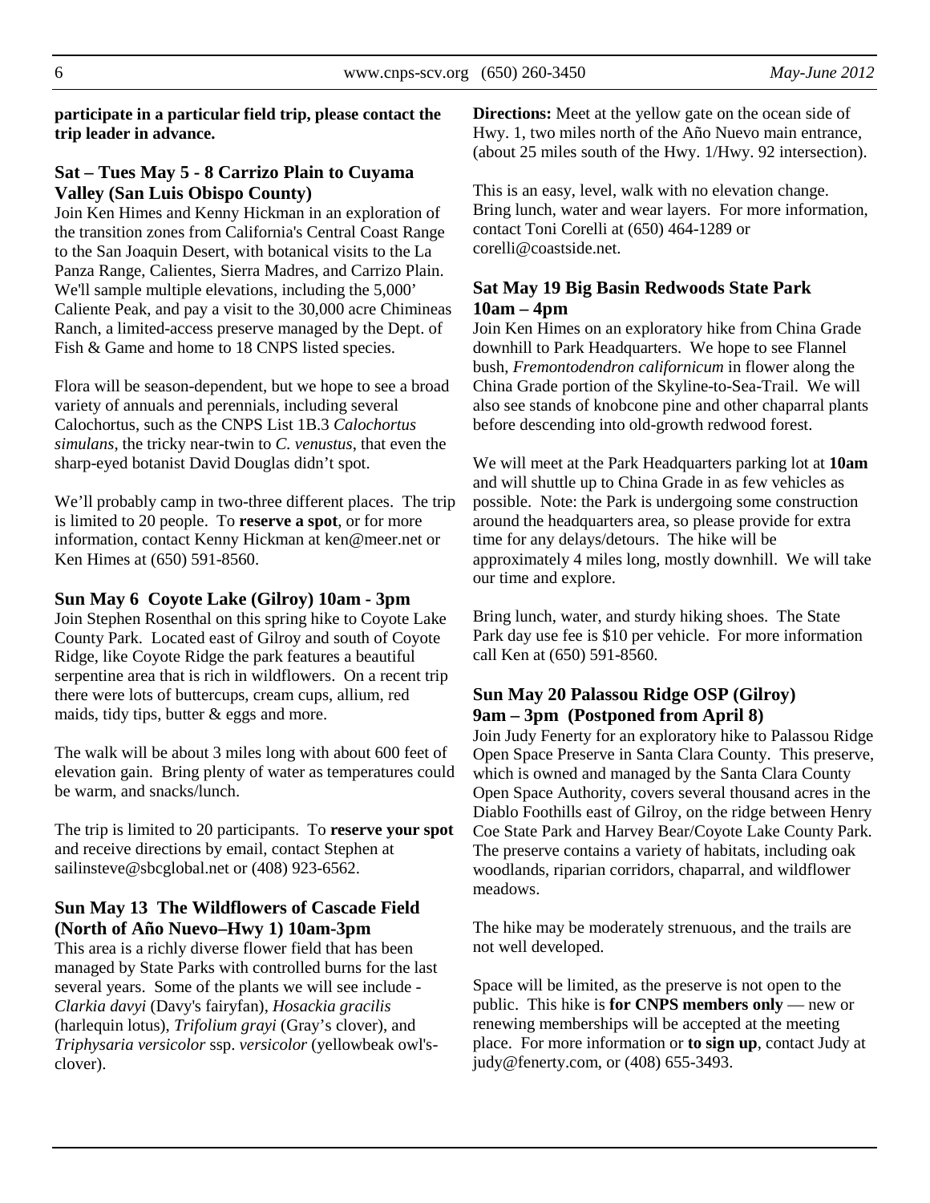**participate in a particular field trip, please contact the trip leader in advance.**

### Sat – Tues May 5 - 8 Carrizo Plain to Cuyama Valley (San Luis Obispo County)

Join Ken Himes and Kenny Hickman in an exploration of the transition zones from California's Central Coast Range to the San Joaquin Desert, with botanical visits to the La Panza Range, Calientes, Sierra Madres, and Carrizo Plain. We'll sample multiple elevations, including the 5,000' Caliente Peak, and pay a visit to the 30,000 acre Chimineas Ranch, a limited-access preserve managed by the Dept. of Fish & Game and home to 18 CNPS listed species.

Flora will be season-dependent, but we hope to see a broad variety of annuals and perennials, including several Calochortus, such as the CNPS List 1B.3 *Calochortus simulans*, the tricky near-twin to *C. venustus*, that even the sharp-eyed botanist David Douglas didn't spot.

We'll probably camp in two-three different places. The trip is limited to 20 people. To **reserve a spot**, or for more information, contact Kenny Hickman at ken@meer.net or Ken Himes at (650) 591-8560.

### Sun May 6 Coyote Lake (Gilroy) 10am - 3pm

Join Stephen Rosenthal on this spring hike to Coyote Lake County Park. Located east of Gilroy and south of Coyote Ridge, like Coyote Ridge the park features a beautiful serpentine area that is rich in wildflowers. On a recent trip there were lots of buttercups, cream cups, allium, red maids, tidy tips, butter & eggs and more.

The walk will be about 3 miles long with about 600 feet of elevation gain. Bring plenty of water as temperatures could be warm, and snacks/lunch.

The trip is limited to 20 participants. To **reserve your spot** and receive directions by email, contact Stephen at sailinsteve@sbcglobal.net or (408) 923-6562.

### Sun May 13 The Wildflowers of Cascade Field (North of Año Nuevo–Hwy 1) 10am-3pm

This area is a richly diverse flower field that has been managed by State Parks with controlled burns for the last several years. Some of the plants we will see include - *Clarkia davyi* (Davy's fairyfan), *Hosackia gracilis* (harlequin lotus), *Trifolium grayi* (Gray's clover), and *Triphysaria versicolor* ssp. *versicolor* (yellowbeak owl's-clover).

**Directions:** Meet at the yellow gate on the ocean side of Hwy. 1, two miles north of the Año Nuevo main entrance, (about 25 miles south of the Hwy. 1/Hwy. 92 intersection).

This is an easy, level, walk with no elevation change. Bring lunch, water and wear layers. For more information, contact Toni Corelli at (650) 464-1289 or corelli@coastside.net.

### Sat May 19 Big Basin Redwoods State Park 10am – 4pm

Join Ken Himes on an exploratory hike from China Grade downhill to Park Headquarters. We hope to see Flannel bush, *Fremontodendron californicum* in flower along the China Grade portion of the Skyline-to-Sea-Trail. We will also see stands of knobcone pine and other chaparral plants before descending into old-growth redwood forest.

We will meet at the Park Headquarters parking lot at **10am** and will shuttle up to China Grade in as few vehicles as possible. Note: the Park is undergoing some construction around the headquarters area, so please provide for extra time for any delays/detours. The hike will be approximately 4 miles long, mostly downhill. We will take our time and explore.

Bring lunch, water, and sturdy hiking shoes. The State Park day use fee is $10 per vehicle. For more information call Ken at (650) 591-8560.

### Sun May 20 Palassou Ridge OSP (Gilroy) 9am – 3pm (Postponed from April 8)

Join Judy Fenerty for an exploratory hike to Palassou Ridge Open Space Preserve in Santa Clara County. This preserve, which is owned and managed by the Santa Clara County Open Space Authority, covers several thousand acres in the Diablo Foothills east of Gilroy, on the ridge between Henry Coe State Park and Harvey Bear/Coyote Lake County Park. The preserve contains a variety of habitats, including oak woodlands, riparian corridors, chaparral, and wildflower meadows.

The hike may be moderately strenuous, and the trails are not well developed.

Space will be limited, as the preserve is not open to the public. This hike is **for CNPS members only** — new or renewing memberships will be accepted at the meeting place. For more information or **to sign up**, contact Judy at judy@fenerty.com, or (408) 655-3493.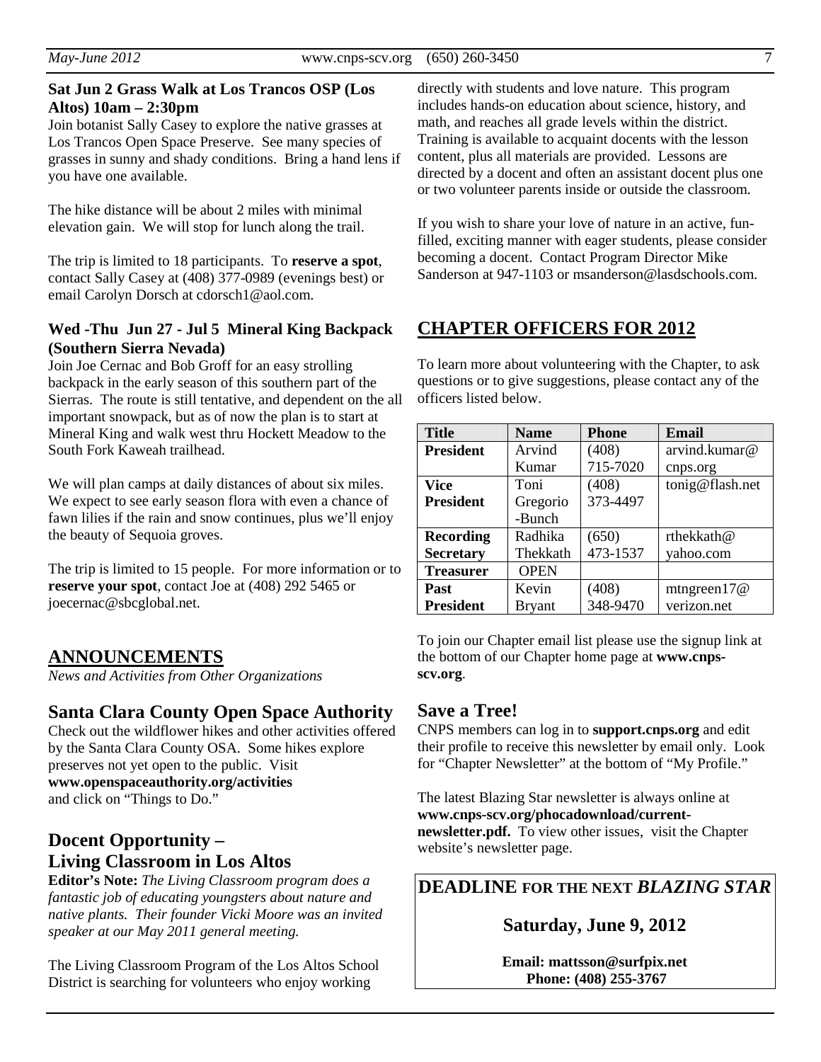**Sat Jun 2 Grass Walk at Los Trancos OSP (Los Altos) 10am – 2:30pm**

Join botanist Sally Casey to explore the native grasses at Los Trancos Open Space Preserve. See many species of grasses in sunny and shady conditions. Bring a hand lens if you have one available.

The hike distance will be about 2 miles with minimal elevation gain. We will stop for lunch along the trail.

The trip is limited to 18 participants. To **reserve a spot**, contact Sally Casey at (408) 377-0989 (evenings best) or email Carolyn Dorsch at cdorsch1@aol.com.

**Wed -Thu Jun 27 - Jul 5 Mineral King Backpack (Southern Sierra Nevada)**

Join Joe Cernac and Bob Groff for an easy strolling backpack in the early season of this southern part of the Sierras. The route is still tentative, and dependent on the all important snowpack, but as of now the plan is to start at Mineral King and walk west thru Hockett Meadow to the South Fork Kaweah trailhead.

We will plan camps at daily distances of about six miles. We expect to see early season flora with even a chance of fawn lilies if the rain and snow continues, plus we'll enjoy the beauty of Sequoia groves.

The trip is limited to 15 people. For more information or to **reserve your spot**, contact Joe at (408) 292 5465 or joecernac@sbcglobal.net.

## ANNOUNCEMENTS

*News and Activities from Other Organizations*

### Santa Clara County Open Space Authority

Check out the wildflower hikes and other activities offered by the Santa Clara County OSA. Some hikes explore preserves not yet open to the public. Visit **www.openspaceauthority.org/activities** and click on "Things to Do."

### Docent Opportunity – Living Classroom in Los Altos

**Editor's Note:** *The Living Classroom program does a fantastic job of educating youngsters about nature and native plants. Their founder Vicki Moore was an invited speaker at our May 2011 general meeting.*

The Living Classroom Program of the Los Altos School District is searching for volunteers who enjoy working directly with students and love nature. This program includes hands-on education about science, history, and math, and reaches all grade levels within the district. Training is available to acquaint docents with the lesson content, plus all materials are provided. Lessons are directed by a docent and often an assistant docent plus one or two volunteer parents inside or outside the classroom.

If you wish to share your love of nature in an active, fun-filled, exciting manner with eager students, please consider becoming a docent. Contact Program Director Mike Sanderson at 947-1103 or msanderson@lasdschools.com.

## CHAPTER OFFICERS FOR 2012

To learn more about volunteering with the Chapter, to ask questions or to give suggestions, please contact any of the officers listed below.

| Title | Name | Phone | Email |
|---|---|---|---|
| **President** | Arvind Kumar | (408) 715-7020 | arvind.kumar@cnps.org |
| **Vice President** | Toni Gregorio-Bunch | (408) 373-4497 | tonig@flash.net |
| **Recording Secretary** | Radhika Thekkath | (650) 473-1537 | rthekkath@yahoo.com |
| **Treasurer** | OPEN | | |
| **Past President** | Kevin Bryant | (408) 348-9470 | mtngreen17@verizon.net |

To join our Chapter email list please use the signup link at the bottom of our Chapter home page at **www.cnps-scv.org**.

### Save a Tree!

CNPS members can log in to **support.cnps.org** and edit their profile to receive this newsletter by email only. Look for "Chapter Newsletter" at the bottom of "My Profile."

The latest Blazing Star newsletter is always online at **www.cnps-scv.org/phocadownload/current-newsletter.pdf.** To view other issues, visit the Chapter website's newsletter page.

**DEADLINE FOR THE NEXT *BLAZING STAR***

**Saturday, June 9, 2012**

**Email: mattsson@surfpix.net**
**Phone: (408) 255-3767**